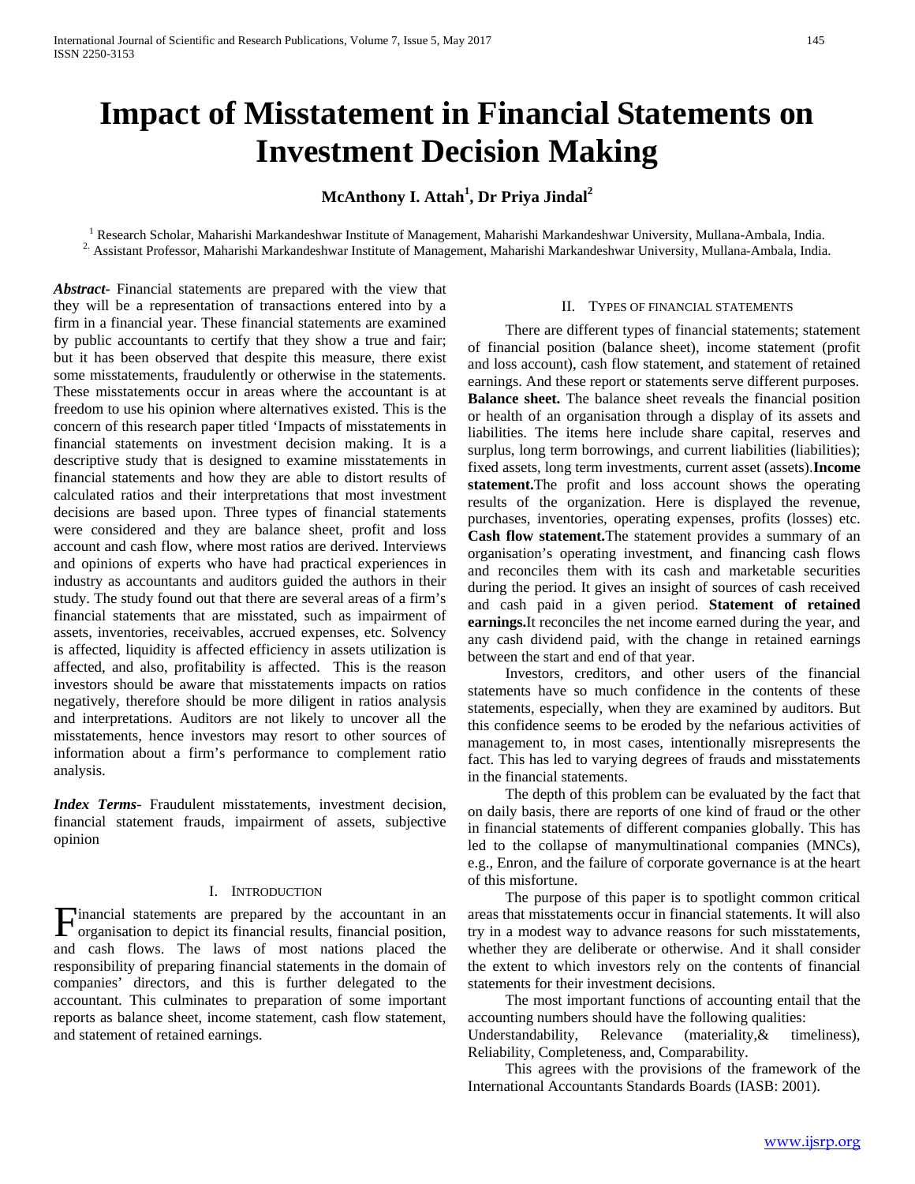# Impact of Misstatement in Financial Statements on Investment Decision Making

**McAnthony I. Attah[1], Dr Priya Jindal[2]**

[1] Research Scholar, Maharishi Markandeshwar Institute of Management, Maharishi Markandeshwar University, Mullana-Ambala, India.
[2] Assistant Professor, Maharishi Markandeshwar Institute of Management, Maharishi Markandeshwar University, Mullana-Ambala, India.

***Abstract-*** Financial statements are prepared with the view that they will be a representation of transactions entered into by a firm in a financial year. These financial statements are examined by public accountants to certify that they show a true and fair; but it has been observed that despite this measure, there exist some misstatements, fraudulently or otherwise in the statements. These misstatements occur in areas where the accountant is at freedom to use his opinion where alternatives existed. This is the concern of this research paper titled 'Impacts of misstatements in financial statements on investment decision making. It is a descriptive study that is designed to examine misstatements in financial statements and how they are able to distort results of calculated ratios and their interpretations that most investment decisions are based upon. Three types of financial statements were considered and they are balance sheet, profit and loss account and cash flow, where most ratios are derived. Interviews and opinions of experts who have had practical experiences in industry as accountants and auditors guided the authors in their study. The study found out that there are several areas of a firm's financial statements that are misstated, such as impairment of assets, inventories, receivables, accrued expenses, etc. Solvency is affected, liquidity is affected efficiency in assets utilization is affected, and also, profitability is affected. This is the reason investors should be aware that misstatements impacts on ratios negatively, therefore should be more diligent in ratios analysis and interpretations. Auditors are not likely to uncover all the misstatements, hence investors may resort to other sources of information about a firm's performance to complement ratio analysis.

***Index Terms-*** Fraudulent misstatements, investment decision, financial statement frauds, impairment of assets, subjective opinion

## I. Introduction

Financial statements are prepared by the accountant in an organisation to depict its financial results, financial position, and cash flows. The laws of most nations placed the responsibility of preparing financial statements in the domain of companies' directors, and this is further delegated to the accountant. This culminates to preparation of some important reports as balance sheet, income statement, cash flow statement, and statement of retained earnings.

## II. Types of Financial Statements

There are different types of financial statements; statement of financial position (balance sheet), income statement (profit and loss account), cash flow statement, and statement of retained earnings. And these report or statements serve different purposes. **Balance sheet.** The balance sheet reveals the financial position or health of an organisation through a display of its assets and liabilities. The items here include share capital, reserves and surplus, long term borrowings, and current liabilities (liabilities); fixed assets, long term investments, current asset (assets).**Income statement.**The profit and loss account shows the operating results of the organization. Here is displayed the revenue, purchases, inventories, operating expenses, profits (losses) etc. **Cash flow statement.**The statement provides a summary of an organisation's operating investment, and financing cash flows and reconciles them with its cash and marketable securities during the period. It gives an insight of sources of cash received and cash paid in a given period. **Statement of retained earnings.**It reconciles the net income earned during the year, and any cash dividend paid, with the change in retained earnings between the start and end of that year.

Investors, creditors, and other users of the financial statements have so much confidence in the contents of these statements, especially, when they are examined by auditors. But this confidence seems to be eroded by the nefarious activities of management to, in most cases, intentionally misrepresents the fact. This has led to varying degrees of frauds and misstatements in the financial statements.

The depth of this problem can be evaluated by the fact that on daily basis, there are reports of one kind of fraud or the other in financial statements of different companies globally. This has led to the collapse of manymultinational companies (MNCs), e.g., Enron, and the failure of corporate governance is at the heart of this misfortune.

The purpose of this paper is to spotlight common critical areas that misstatements occur in financial statements. It will also try in a modest way to advance reasons for such misstatements, whether they are deliberate or otherwise. And it shall consider the extent to which investors rely on the contents of financial statements for their investment decisions.

The most important functions of accounting entail that the accounting numbers should have the following qualities: Understandability, Relevance (materiality,& timeliness), Reliability, Completeness, and, Comparability.

This agrees with the provisions of the framework of the International Accountants Standards Boards (IASB: 2001).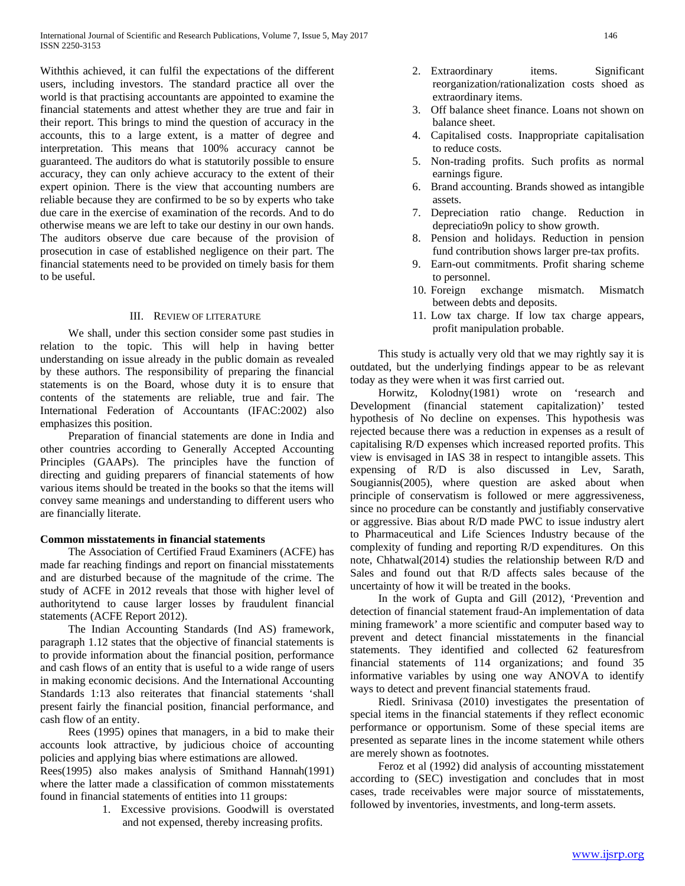Withthis achieved, it can fulfil the expectations of the different users, including investors. The standard practice all over the world is that practising accountants are appointed to examine the financial statements and attest whether they are true and fair in their report. This brings to mind the question of accuracy in the accounts, this to a large extent, is a matter of degree and interpretation. This means that 100% accuracy cannot be guaranteed. The auditors do what is statutorily possible to ensure accuracy, they can only achieve accuracy to the extent of their expert opinion. There is the view that accounting numbers are reliable because they are confirmed to be so by experts who take due care in the exercise of examination of the records. And to do otherwise means we are left to take our destiny in our own hands. The auditors observe due care because of the provision of prosecution in case of established negligence on their part. The financial statements need to be provided on timely basis for them to be useful.

## III. Review of Literature

We shall, under this section consider some past studies in relation to the topic. This will help in having better understanding on issue already in the public domain as revealed by these authors. The responsibility of preparing the financial statements is on the Board, whose duty it is to ensure that contents of the statements are reliable, true and fair. The International Federation of Accountants (IFAC:2002) also emphasizes this position.

Preparation of financial statements are done in India and other countries according to Generally Accepted Accounting Principles (GAAPs). The principles have the function of directing and guiding preparers of financial statements of how various items should be treated in the books so that the items will convey same meanings and understanding to different users who are financially literate.

**Common misstatements in financial statements**

The Association of Certified Fraud Examiners (ACFE) has made far reaching findings and report on financial misstatements and are disturbed because of the magnitude of the crime. The study of ACFE in 2012 reveals that those with higher level of authoritytend to cause larger losses by fraudulent financial statements (ACFE Report 2012).

The Indian Accounting Standards (Ind AS) framework, paragraph 1.12 states that the objective of financial statements is to provide information about the financial position, performance and cash flows of an entity that is useful to a wide range of users in making economic decisions. And the International Accounting Standards 1:13 also reiterates that financial statements 'shall present fairly the financial position, financial performance, and cash flow of an entity.

Rees (1995) opines that managers, in a bid to make their accounts look attractive, by judicious choice of accounting policies and applying bias where estimations are allowed.

Rees(1995) also makes analysis of Smithand Hannah(1991) where the latter made a classification of common misstatements found in financial statements of entities into 11 groups:

1. Excessive provisions. Goodwill is overstated and not expensed, thereby increasing profits.
2. Extraordinary items. Significant reorganization/rationalization costs shoed as extraordinary items.
3. Off balance sheet finance. Loans not shown on balance sheet.
4. Capitalised costs. Inappropriate capitalisation to reduce costs.
5. Non-trading profits. Such profits as normal earnings figure.
6. Brand accounting. Brands showed as intangible assets.
7. Depreciation ratio change. Reduction in depreciatio9n policy to show growth.
8. Pension and holidays. Reduction in pension fund contribution shows larger pre-tax profits.
9. Earn-out commitments. Profit sharing scheme to personnel.
10. Foreign exchange mismatch. Mismatch between debts and deposits.
11. Low tax charge. If low tax charge appears, profit manipulation probable.

This study is actually very old that we may rightly say it is outdated, but the underlying findings appear to be as relevant today as they were when it was first carried out.

Horwitz, Kolodny(1981) wrote on 'research and Development (financial statement capitalization)' tested hypothesis of No decline on expenses. This hypothesis was rejected because there was a reduction in expenses as a result of capitalising R/D expenses which increased reported profits. This view is envisaged in IAS 38 in respect to intangible assets. This expensing of R/D is also discussed in Lev, Sarath, Sougiannis(2005), where question are asked about when principle of conservatism is followed or mere aggressiveness, since no procedure can be constantly and justifiably conservative or aggressive. Bias about R/D made PWC to issue industry alert to Pharmaceutical and Life Sciences Industry because of the complexity of funding and reporting R/D expenditures. On this note, Chhatwal(2014) studies the relationship between R/D and Sales and found out that R/D affects sales because of the uncertainty of how it will be treated in the books.

In the work of Gupta and Gill (2012), 'Prevention and detection of financial statement fraud-An implementation of data mining framework' a more scientific and computer based way to prevent and detect financial misstatements in the financial statements. They identified and collected 62 featuresfrom financial statements of 114 organizations; and found 35 informative variables by using one way ANOVA to identify ways to detect and prevent financial statements fraud.

Riedl. Srinivasa (2010) investigates the presentation of special items in the financial statements if they reflect economic performance or opportunism. Some of these special items are presented as separate lines in the income statement while others are merely shown as footnotes.

Feroz et al (1992) did analysis of accounting misstatement according to (SEC) investigation and concludes that in most cases, trade receivables were major source of misstatements, followed by inventories, investments, and long-term assets.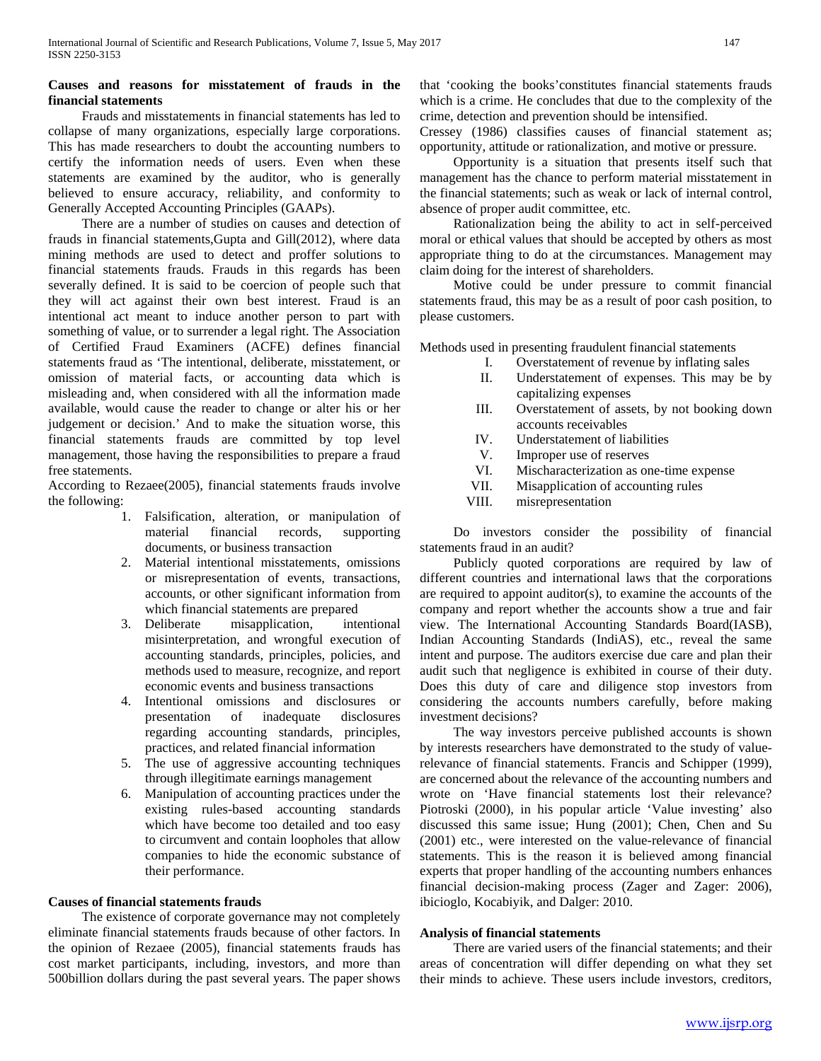**Causes and reasons for misstatement of frauds in the financial statements**

Frauds and misstatements in financial statements has led to collapse of many organizations, especially large corporations. This has made researchers to doubt the accounting numbers to certify the information needs of users. Even when these statements are examined by the auditor, who is generally believed to ensure accuracy, reliability, and conformity to Generally Accepted Accounting Principles (GAAPs).

There are a number of studies on causes and detection of frauds in financial statements,Gupta and Gill(2012), where data mining methods are used to detect and proffer solutions to financial statements frauds. Frauds in this regards has been severally defined. It is said to be coercion of people such that they will act against their own best interest. Fraud is an intentional act meant to induce another person to part with something of value, or to surrender a legal right. The Association of Certified Fraud Examiners (ACFE) defines financial statements fraud as 'The intentional, deliberate, misstatement, or omission of material facts, or accounting data which is misleading and, when considered with all the information made available, would cause the reader to change or alter his or her judgement or decision.' And to make the situation worse, this financial statements frauds are committed by top level management, those having the responsibilities to prepare a fraud free statements.

According to Rezaee(2005), financial statements frauds involve the following:

1. Falsification, alteration, or manipulation of material financial records, supporting documents, or business transaction
2. Material intentional misstatements, omissions or misrepresentation of events, transactions, accounts, or other significant information from which financial statements are prepared
3. Deliberate misapplication, intentional misinterpretation, and wrongful execution of accounting standards, principles, policies, and methods used to measure, recognize, and report economic events and business transactions
4. Intentional omissions and disclosures or presentation of inadequate disclosures regarding accounting standards, principles, practices, and related financial information
5. The use of aggressive accounting techniques through illegitimate earnings management
6. Manipulation of accounting practices under the existing rules-based accounting standards which have become too detailed and too easy to circumvent and contain loopholes that allow companies to hide the economic substance of their performance.

**Causes of financial statements frauds**

The existence of corporate governance may not completely eliminate financial statements frauds because of other factors. In the opinion of Rezaee (2005), financial statements frauds has cost market participants, including, investors, and more than 500billion dollars during the past several years. The paper shows that 'cooking the books'constitutes financial statements frauds which is a crime. He concludes that due to the complexity of the crime, detection and prevention should be intensified.

Cressey (1986) classifies causes of financial statement as; opportunity, attitude or rationalization, and motive or pressure.

Opportunity is a situation that presents itself such that management has the chance to perform material misstatement in the financial statements; such as weak or lack of internal control, absence of proper audit committee, etc.

Rationalization being the ability to act in self-perceived moral or ethical values that should be accepted by others as most appropriate thing to do at the circumstances. Management may claim doing for the interest of shareholders.

Motive could be under pressure to commit financial statements fraud, this may be as a result of poor cash position, to please customers.

Methods used in presenting fraudulent financial statements

I. Overstatement of revenue by inflating sales
II. Understatement of expenses. This may be by capitalizing expenses
III. Overstatement of assets, by not booking down accounts receivables
IV. Understatement of liabilities
V. Improper use of reserves
VI. Mischaracterization as one-time expense
VII. Misapplication of accounting rules
VIII. misrepresentation

Do investors consider the possibility of financial statements fraud in an audit?

Publicly quoted corporations are required by law of different countries and international laws that the corporations are required to appoint auditor(s), to examine the accounts of the company and report whether the accounts show a true and fair view. The International Accounting Standards Board(IASB), Indian Accounting Standards (IndiAS), etc., reveal the same intent and purpose. The auditors exercise due care and plan their audit such that negligence is exhibited in course of their duty. Does this duty of care and diligence stop investors from considering the accounts numbers carefully, before making investment decisions?

The way investors perceive published accounts is shown by interests researchers have demonstrated to the study of value-relevance of financial statements. Francis and Schipper (1999), are concerned about the relevance of the accounting numbers and wrote on 'Have financial statements lost their relevance? Piotroski (2000), in his popular article 'Value investing' also discussed this same issue; Hung (2001); Chen, Chen and Su (2001) etc., were interested on the value-relevance of financial statements. This is the reason it is believed among financial experts that proper handling of the accounting numbers enhances financial decision-making process (Zager and Zager: 2006), ibicioglo, Kocabiyik, and Dalger: 2010.

**Analysis of financial statements**

There are varied users of the financial statements; and their areas of concentration will differ depending on what they set their minds to achieve. These users include investors, creditors,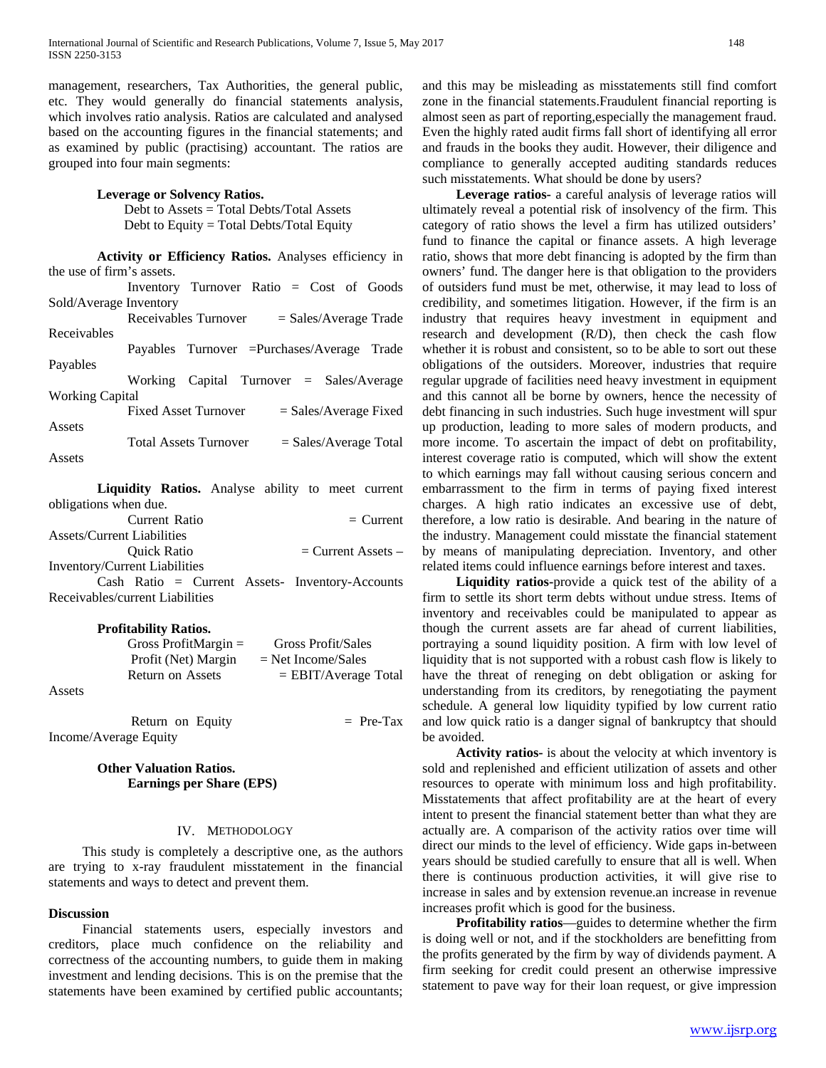management, researchers, Tax Authorities, the general public, etc. They would generally do financial statements analysis, which involves ratio analysis. Ratios are calculated and analysed based on the accounting figures in the financial statements; and as examined by public (practising) accountant. The ratios are grouped into four main segments:

**Leverage or Solvency Ratios.**

Debt to Assets = Total Debts/Total Assets

Debt to Equity = Total Debts/Total Equity

**Activity or Efficiency Ratios.** Analyses efficiency in the use of firm's assets.

Inventory Turnover Ratio = Cost of Goods Sold/Average Inventory

Receivables Turnover = Sales/Average Trade Receivables

Payables Turnover =Purchases/Average Trade Payables

Working Capital Turnover = Sales/Average Working Capital

Fixed Asset Turnover = Sales/Average Fixed Assets

Total Assets Turnover = Sales/Average Total Assets

**Liquidity Ratios.** Analyse ability to meet current obligations when due.

Current Ratio = Current Assets/Current Liabilities

Quick Ratio = Current Assets – Inventory/Current Liabilities

Cash Ratio = Current Assets- Inventory-Accounts Receivables/current Liabilities

**Profitability Ratios.**

Gross ProfitMargin = Gross Profit/Sales

Profit (Net) Margin = Net Income/Sales

Return on Assets = EBIT/Average Total Assets

Return on Equity = Pre-Tax Income/Average Equity

**Other Valuation Ratios.**

**Earnings per Share (EPS)**

## IV. Methodology

This study is completely a descriptive one, as the authors are trying to x-ray fraudulent misstatement in the financial statements and ways to detect and prevent them.

### Discussion

Financial statements users, especially investors and creditors, place much confidence on the reliability and correctness of the accounting numbers, to guide them in making investment and lending decisions. This is on the premise that the statements have been examined by certified public accountants; and this may be misleading as misstatements still find comfort zone in the financial statements.Fraudulent financial reporting is almost seen as part of reporting,especially the management fraud. Even the highly rated audit firms fall short of identifying all error and frauds in the books they audit. However, their diligence and compliance to generally accepted auditing standards reduces such misstatements. What should be done by users?

**Leverage ratios-** a careful analysis of leverage ratios will ultimately reveal a potential risk of insolvency of the firm. This category of ratio shows the level a firm has utilized outsiders' fund to finance the capital or finance assets. A high leverage ratio, shows that more debt financing is adopted by the firm than owners' fund. The danger here is that obligation to the providers of outsiders fund must be met, otherwise, it may lead to loss of credibility, and sometimes litigation. However, if the firm is an industry that requires heavy investment in equipment and research and development (R/D), then check the cash flow whether it is robust and consistent, so to be able to sort out these obligations of the outsiders. Moreover, industries that require regular upgrade of facilities need heavy investment in equipment and this cannot all be borne by owners, hence the necessity of debt financing in such industries. Such huge investment will spur up production, leading to more sales of modern products, and more income. To ascertain the impact of debt on profitability, interest coverage ratio is computed, which will show the extent to which earnings may fall without causing serious concern and embarrassment to the firm in terms of paying fixed interest charges. A high ratio indicates an excessive use of debt, therefore, a low ratio is desirable. And bearing in the nature of the industry. Management could misstate the financial statement by means of manipulating depreciation. Inventory, and other related items could influence earnings before interest and taxes.

**Liquidity ratios-**provide a quick test of the ability of a firm to settle its short term debts without undue stress. Items of inventory and receivables could be manipulated to appear as though the current assets are far ahead of current liabilities, portraying a sound liquidity position. A firm with low level of liquidity that is not supported with a robust cash flow is likely to have the threat of reneging on debt obligation or asking for understanding from its creditors, by renegotiating the payment schedule. A general low liquidity typified by low current ratio and low quick ratio is a danger signal of bankruptcy that should be avoided.

**Activity ratios-** is about the velocity at which inventory is sold and replenished and efficient utilization of assets and other resources to operate with minimum loss and high profitability. Misstatements that affect profitability are at the heart of every intent to present the financial statement better than what they are actually are. A comparison of the activity ratios over time will direct our minds to the level of efficiency. Wide gaps in-between years should be studied carefully to ensure that all is well. When there is continuous production activities, it will give rise to increase in sales and by extension revenue.an increase in revenue increases profit which is good for the business.

**Profitability ratios**—guides to determine whether the firm is doing well or not, and if the stockholders are benefitting from the profits generated by the firm by way of dividends payment. A firm seeking for credit could present an otherwise impressive statement to pave way for their loan request, or give impression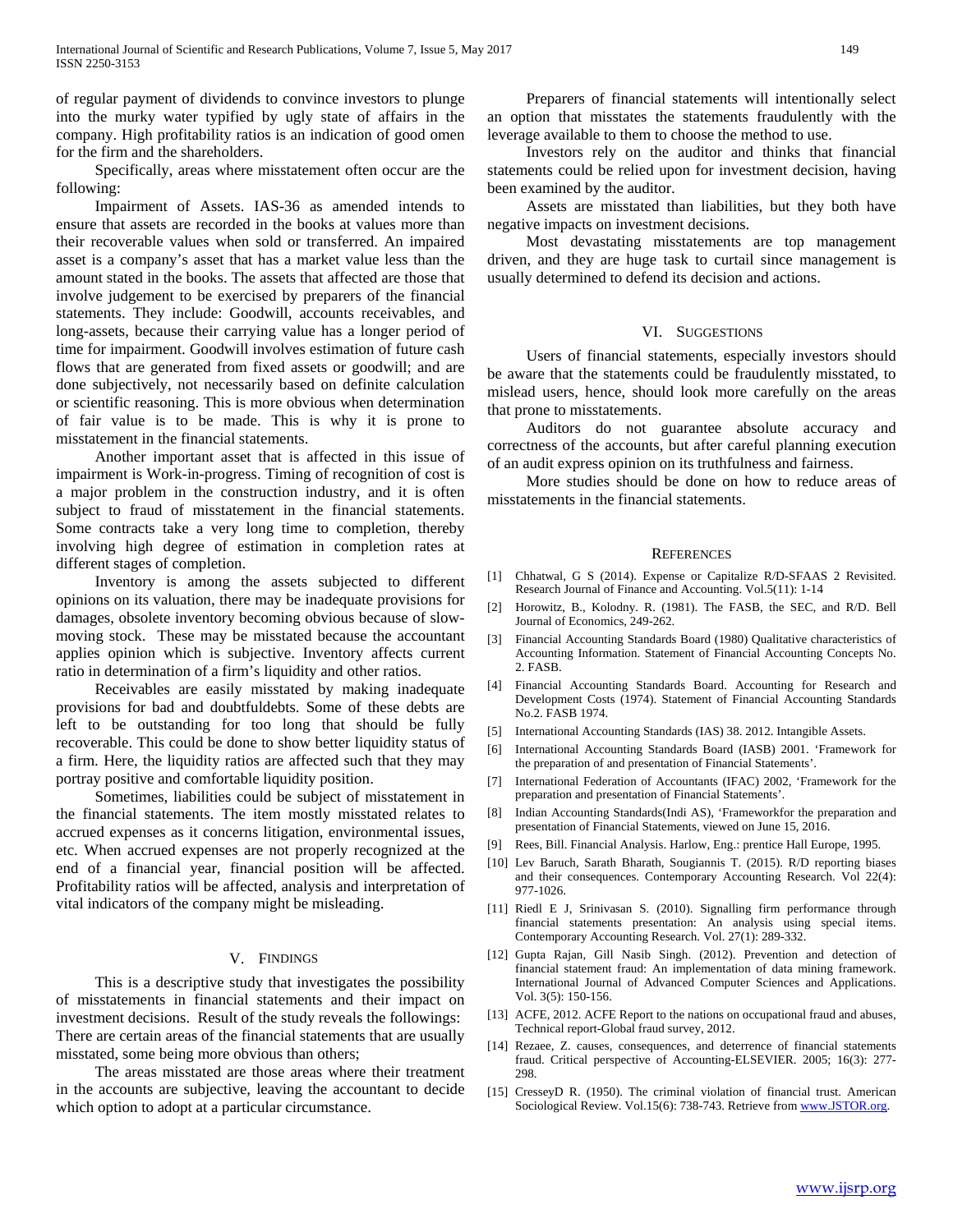of regular payment of dividends to convince investors to plunge into the murky water typified by ugly state of affairs in the company. High profitability ratios is an indication of good omen for the firm and the shareholders.

Specifically, areas where misstatement often occur are the following:

Impairment of Assets. IAS-36 as amended intends to ensure that assets are recorded in the books at values more than their recoverable values when sold or transferred. An impaired asset is a company's asset that has a market value less than the amount stated in the books. The assets that affected are those that involve judgement to be exercised by preparers of the financial statements. They include: Goodwill, accounts receivables, and long-assets, because their carrying value has a longer period of time for impairment. Goodwill involves estimation of future cash flows that are generated from fixed assets or goodwill; and are done subjectively, not necessarily based on definite calculation or scientific reasoning. This is more obvious when determination of fair value is to be made. This is why it is prone to misstatement in the financial statements.

Another important asset that is affected in this issue of impairment is Work-in-progress. Timing of recognition of cost is a major problem in the construction industry, and it is often subject to fraud of misstatement in the financial statements. Some contracts take a very long time to completion, thereby involving high degree of estimation in completion rates at different stages of completion.

Inventory is among the assets subjected to different opinions on its valuation, there may be inadequate provisions for damages, obsolete inventory becoming obvious because of slow-moving stock. These may be misstated because the accountant applies opinion which is subjective. Inventory affects current ratio in determination of a firm's liquidity and other ratios.

Receivables are easily misstated by making inadequate provisions for bad and doubtfuldebts. Some of these debts are left to be outstanding for too long that should be fully recoverable. This could be done to show better liquidity status of a firm. Here, the liquidity ratios are affected such that they may portray positive and comfortable liquidity position.

Sometimes, liabilities could be subject of misstatement in the financial statements. The item mostly misstated relates to accrued expenses as it concerns litigation, environmental issues, etc. When accrued expenses are not properly recognized at the end of a financial year, financial position will be affected. Profitability ratios will be affected, analysis and interpretation of vital indicators of the company might be misleading.

## V. Findings

This is a descriptive study that investigates the possibility of misstatements in financial statements and their impact on investment decisions. Result of the study reveals the followings: There are certain areas of the financial statements that are usually misstated, some being more obvious than others;

The areas misstated are those areas where their treatment in the accounts are subjective, leaving the accountant to decide which option to adopt at a particular circumstance.

Preparers of financial statements will intentionally select an option that misstates the statements fraudulently with the leverage available to them to choose the method to use.

Investors rely on the auditor and thinks that financial statements could be relied upon for investment decision, having been examined by the auditor.

Assets are misstated than liabilities, but they both have negative impacts on investment decisions.

Most devastating misstatements are top management driven, and they are huge task to curtail since management is usually determined to defend its decision and actions.

## VI. Suggestions

Users of financial statements, especially investors should be aware that the statements could be fraudulently misstated, to mislead users, hence, should look more carefully on the areas that prone to misstatements.

Auditors do not guarantee absolute accuracy and correctness of the accounts, but after careful planning execution of an audit express opinion on its truthfulness and fairness.

More studies should be done on how to reduce areas of misstatements in the financial statements.

## References

[1] Chhatwal, G S (2014). Expense or Capitalize R/D-SFAAS 2 Revisited. Research Journal of Finance and Accounting. Vol.5(11): 1-14

[2] Horowitz, B., Kolodny. R. (1981). The FASB, the SEC, and R/D. Bell Journal of Economics, 249-262.

[3] Financial Accounting Standards Board (1980) Qualitative characteristics of Accounting Information. Statement of Financial Accounting Concepts No. 2. FASB.

[4] Financial Accounting Standards Board. Accounting for Research and Development Costs (1974). Statement of Financial Accounting Standards No.2. FASB 1974.

[5] International Accounting Standards (IAS) 38. 2012. Intangible Assets.

[6] International Accounting Standards Board (IASB) 2001. 'Framework for the preparation of and presentation of Financial Statements'.

[7] International Federation of Accountants (IFAC) 2002, 'Framework for the preparation and presentation of Financial Statements'.

[8] Indian Accounting Standards(Indi AS), 'Frameworkfor the preparation and presentation of Financial Statements, viewed on June 15, 2016.

[9] Rees, Bill. Financial Analysis. Harlow, Eng.: prentice Hall Europe, 1995.

[10] Lev Baruch, Sarath Bharath, Sougiannis T. (2015). R/D reporting biases and their consequences. Contemporary Accounting Research. Vol 22(4): 977-1026.

[11] Riedl E J, Srinivasan S. (2010). Signalling firm performance through financial statements presentation: An analysis using special items. Contemporary Accounting Research. Vol. 27(1): 289-332.

[12] Gupta Rajan, Gill Nasib Singh. (2012). Prevention and detection of financial statement fraud: An implementation of data mining framework. International Journal of Advanced Computer Sciences and Applications. Vol. 3(5): 150-156.

[13] ACFE, 2012. ACFE Report to the nations on occupational fraud and abuses, Technical report-Global fraud survey, 2012.

[14] Rezaee, Z. causes, consequences, and deterrence of financial statements fraud. Critical perspective of Accounting-ELSEVIER. 2005; 16(3): 277-298.

[15] CresseyD R. (1950). The criminal violation of financial trust. American Sociological Review. Vol.15(6): 738-743. Retrieve from www.JSTOR.org.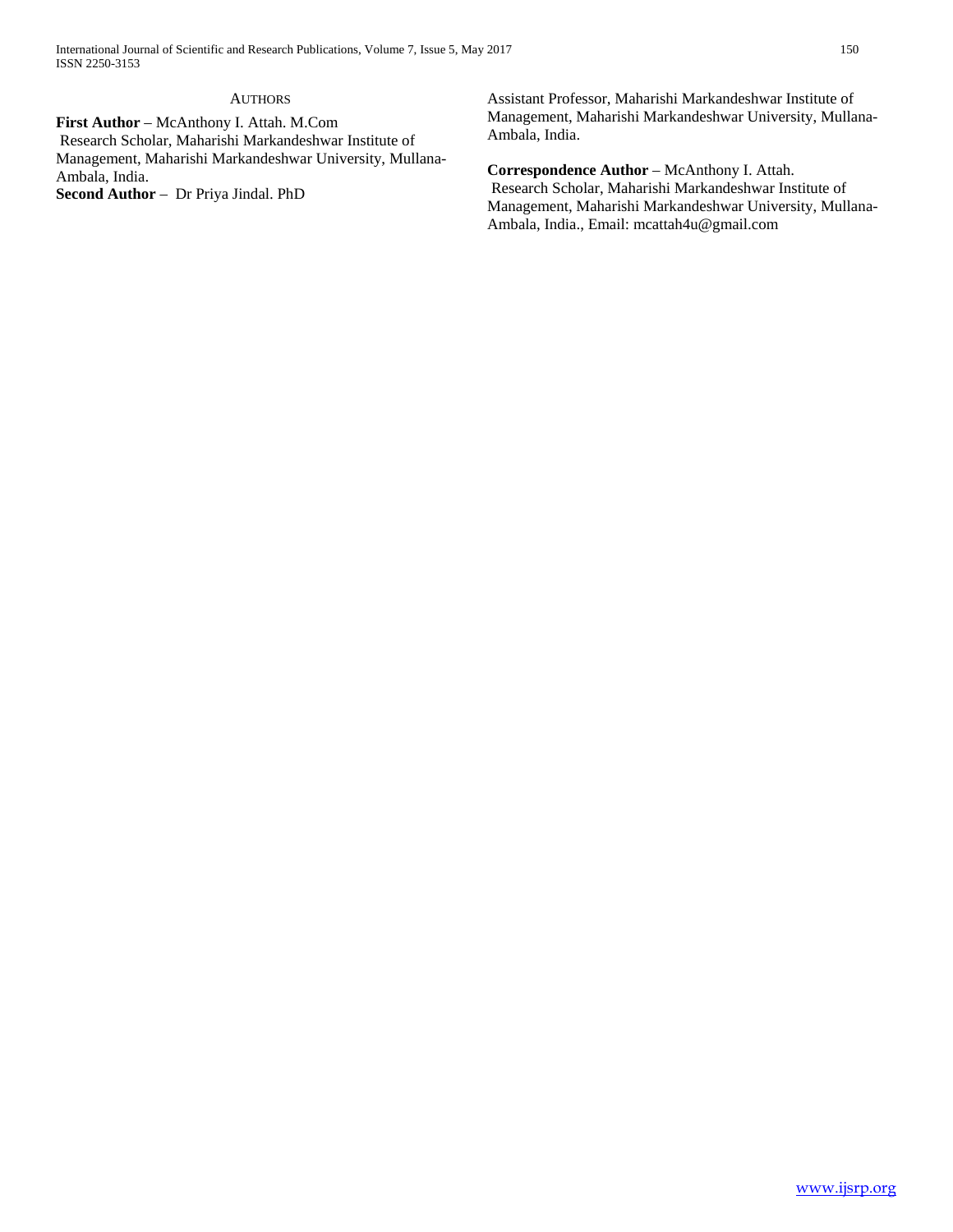## AUTHORS

**First Author** – McAnthony I. Attah. M.Com
Research Scholar, Maharishi Markandeshwar Institute of Management, Maharishi Markandeshwar University, Mullana-Ambala, India.

**Second Author** – Dr Priya Jindal. PhD
Assistant Professor, Maharishi Markandeshwar Institute of Management, Maharishi Markandeshwar University, Mullana-Ambala, India.

**Correspondence Author** – McAnthony I. Attah.
Research Scholar, Maharishi Markandeshwar Institute of Management, Maharishi Markandeshwar University, Mullana-Ambala, India., Email: mcattah4u@gmail.com